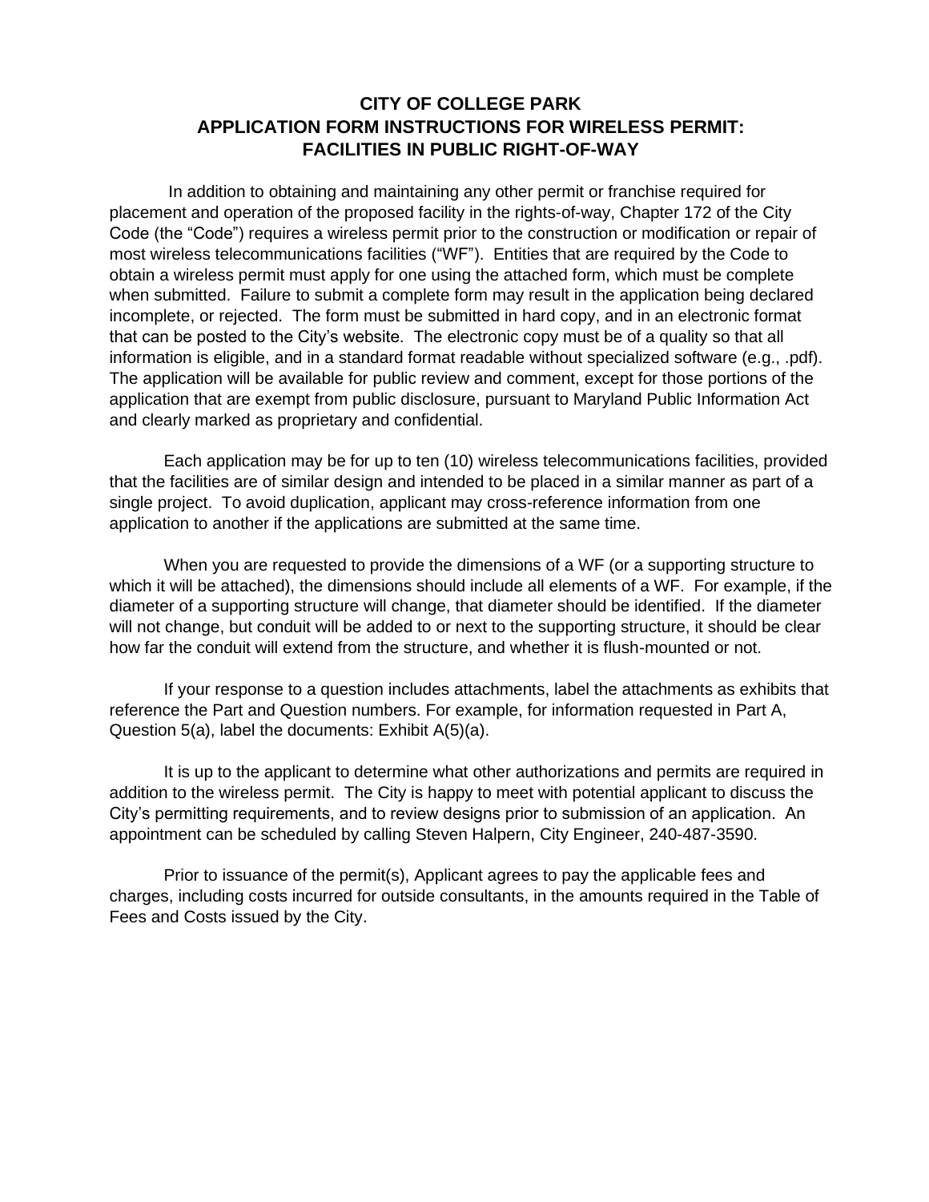# CITY OF COLLEGE PARK
# APPLICATION FORM INSTRUCTIONS FOR WIRELESS PERMIT: FACILITIES IN PUBLIC RIGHT-OF-WAY

In addition to obtaining and maintaining any other permit or franchise required for placement and operation of the proposed facility in the rights-of-way, Chapter 172 of the City Code (the "Code") requires a wireless permit prior to the construction or modification or repair of most wireless telecommunications facilities ("WF"). Entities that are required by the Code to obtain a wireless permit must apply for one using the attached form, which must be complete when submitted. Failure to submit a complete form may result in the application being declared incomplete, or rejected. The form must be submitted in hard copy, and in an electronic format that can be posted to the City's website. The electronic copy must be of a quality so that all information is eligible, and in a standard format readable without specialized software (e.g., .pdf). The application will be available for public review and comment, except for those portions of the application that are exempt from public disclosure, pursuant to Maryland Public Information Act and clearly marked as proprietary and confidential.

Each application may be for up to ten (10) wireless telecommunications facilities, provided that the facilities are of similar design and intended to be placed in a similar manner as part of a single project. To avoid duplication, applicant may cross-reference information from one application to another if the applications are submitted at the same time.

When you are requested to provide the dimensions of a WF (or a supporting structure to which it will be attached), the dimensions should include all elements of a WF. For example, if the diameter of a supporting structure will change, that diameter should be identified. If the diameter will not change, but conduit will be added to or next to the supporting structure, it should be clear how far the conduit will extend from the structure, and whether it is flush-mounted or not.

If your response to a question includes attachments, label the attachments as exhibits that reference the Part and Question numbers. For example, for information requested in Part A, Question 5(a), label the documents: Exhibit A(5)(a).

It is up to the applicant to determine what other authorizations and permits are required in addition to the wireless permit. The City is happy to meet with potential applicant to discuss the City's permitting requirements, and to review designs prior to submission of an application. An appointment can be scheduled by calling Steven Halpern, City Engineer, 240-487-3590.

Prior to issuance of the permit(s), Applicant agrees to pay the applicable fees and charges, including costs incurred for outside consultants, in the amounts required in the Table of Fees and Costs issued by the City.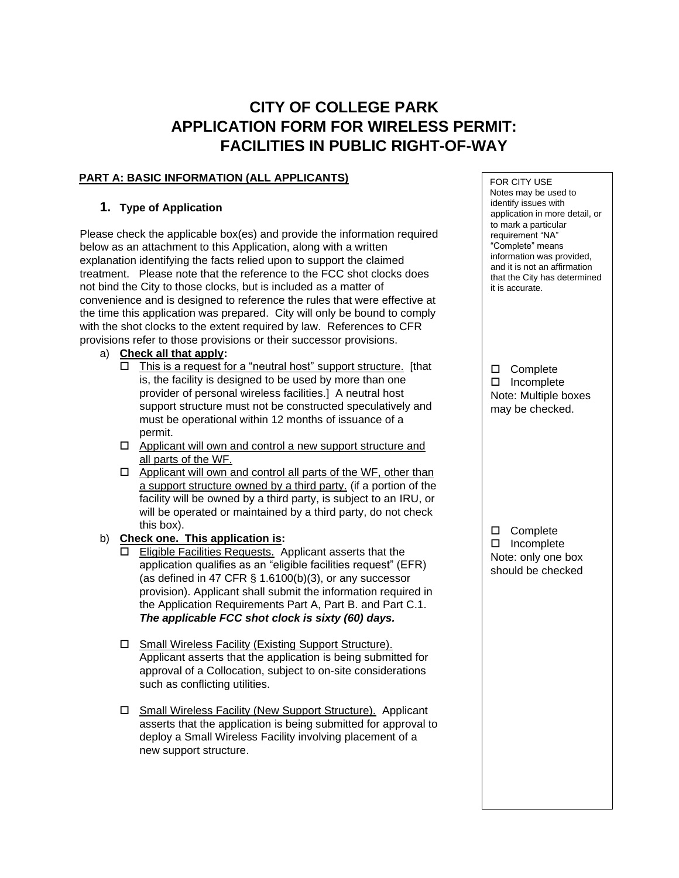# CITY OF COLLEGE PARK
# APPLICATION FORM FOR WIRELESS PERMIT: FACILITIES IN PUBLIC RIGHT-OF-WAY

## PART A: BASIC INFORMATION (ALL APPLICANTS)

FOR CITY USE
Notes may be used to identify issues with application in more detail, or to mark a particular requirement "NA" "Complete" means information was provided, and it is not an affirmation that the City has determined it is accurate.

### 1. Type of Application

Please check the applicable box(es) and provide the information required below as an attachment to this Application, along with a written explanation identifying the facts relied upon to support the claimed treatment. Please note that the reference to the FCC shot clocks does not bind the City to those clocks, but is included as a matter of convenience and is designed to reference the rules that were effective at the time this application was prepared. City will only be bound to comply with the shot clocks to the extent required by law. References to CFR provisions refer to those provisions or their successor provisions.

a) **Check all that apply:**
   - ☐ This is a request for a "neutral host" support structure. [that is, the facility is designed to be used by more than one provider of personal wireless facilities.] A neutral host support structure must not be constructed speculatively and must be operational within 12 months of issuance of a permit.
   - ☐ Applicant will own and control a new support structure and all parts of the WF.
   - ☐ Applicant will own and control all parts of the WF, other than a support structure owned by a third party. (if a portion of the facility will be owned by a third party, is subject to an IRU, or will be operated or maintained by a third party, do not check this box).

☐ Complete
☐ Incomplete
Note: Multiple boxes may be checked.

b) **Check one. This application is:**
   - ☐ Eligible Facilities Requests. Applicant asserts that the application qualifies as an "eligible facilities request" (EFR) (as defined in 47 CFR § 1.6100(b)(3), or any successor provision). Applicant shall submit the information required in the Application Requirements Part A, Part B. and Part C.1. ***The applicable FCC shot clock is sixty (60) days.***
   - ☐ Small Wireless Facility (Existing Support Structure). Applicant asserts that the application is being submitted for approval of a Collocation, subject to on-site considerations such as conflicting utilities.
   - ☐ Small Wireless Facility (New Support Structure). Applicant asserts that the application is being submitted for approval to deploy a Small Wireless Facility involving placement of a new support structure.

☐ Complete
☐ Incomplete
Note: only one box should be checked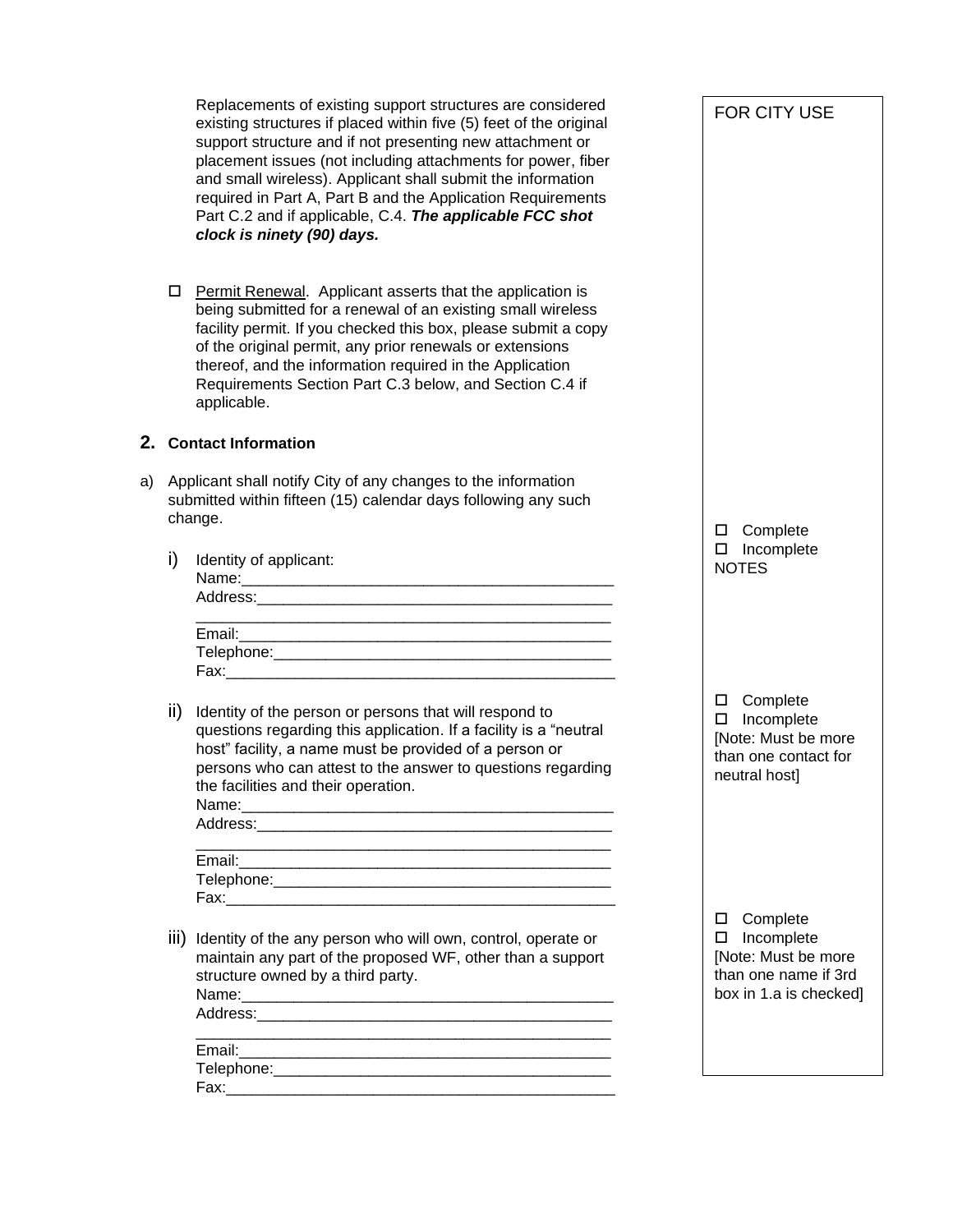Replacements of existing support structures are considered existing structures if placed within five (5) feet of the original support structure and if not presenting new attachment or placement issues (not including attachments for power, fiber and small wireless). Applicant shall submit the information required in Part A, Part B and the Application Requirements Part C.2 and if applicable, C.4. ***The applicable FCC shot clock is ninety (90) days.***

☐ Permit Renewal. Applicant asserts that the application is being submitted for a renewal of an existing small wireless facility permit. If you checked this box, please submit a copy of the original permit, any prior renewals or extensions thereof, and the information required in the Application Requirements Section Part C.3 below, and Section C.4 if applicable.

## 2. Contact Information

a) Applicant shall notify City of any changes to the information submitted within fifteen (15) calendar days following any such change.

i) Identity of applicant:
Name:_____________________________________________
Address:___________________________________________
_________________________________________________
Email:_____________________________________________
Telephone:_________________________________________
Fax:_______________________________________________

ii) Identity of the person or persons that will respond to questions regarding this application. If a facility is a "neutral host" facility, a name must be provided of a person or persons who can attest to the answer to questions regarding the facilities and their operation.
Name:_____________________________________________
Address:___________________________________________
_________________________________________________
Email:_____________________________________________
Telephone:_________________________________________
Fax:_______________________________________________

iii) Identity of the any person who will own, control, operate or maintain any part of the proposed WF, other than a support structure owned by a third party.
Name:_____________________________________________
Address:___________________________________________
_________________________________________________
Email:_____________________________________________
Telephone:_________________________________________
Fax:_______________________________________________

FOR CITY USE

☐ Complete
☐ Incomplete
NOTES

☐ Complete
☐ Incomplete
[Note: Must be more than one contact for neutral host]

☐ Complete
☐ Incomplete
[Note: Must be more than one name if 3rd box in 1.a is checked]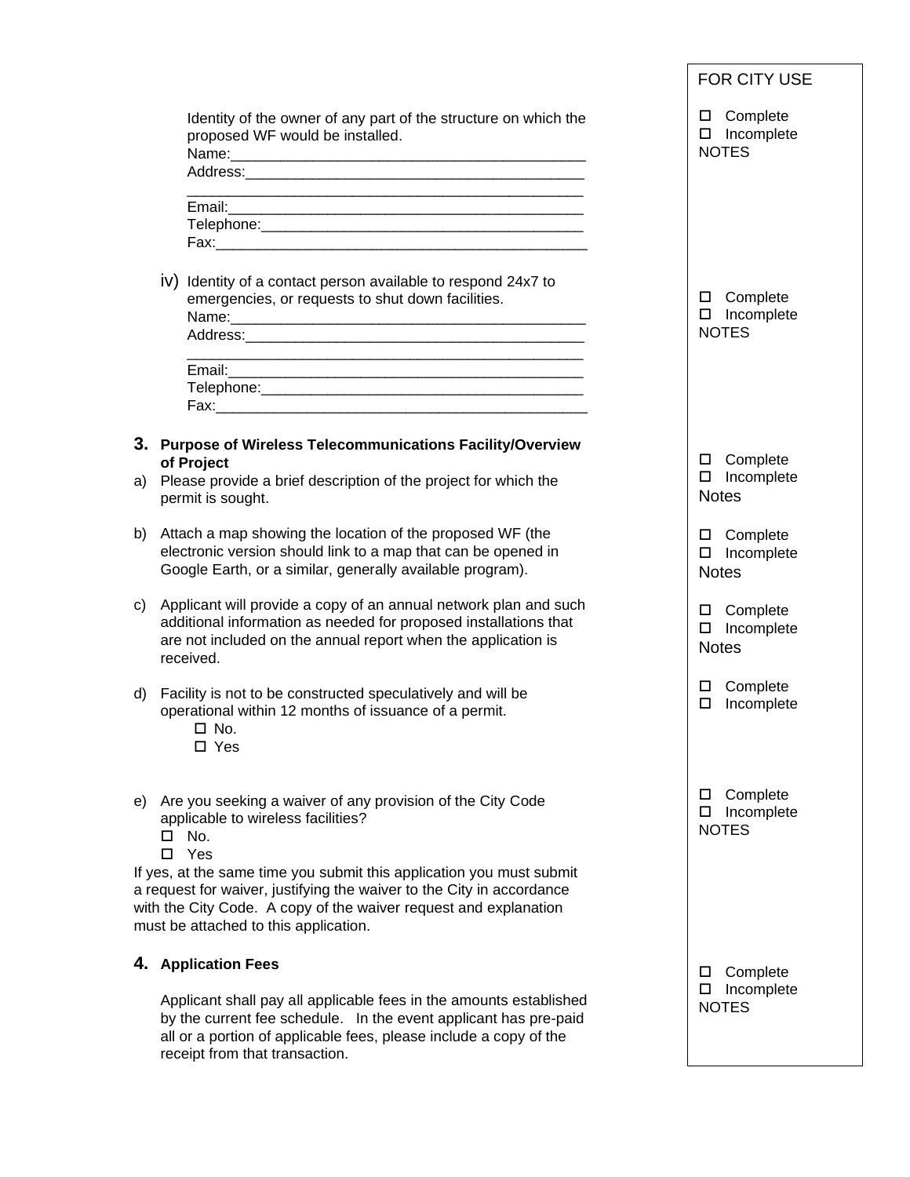Identity of the owner of any part of the structure on which the proposed WF would be installed.
Name:____________________________________________
Address:__________________________________________
_________________________________________________
Email:____________________________________________
Telephone:________________________________________
Fax:______________________________________________

FOR CITY USE

☐ Complete
☐ Incomplete
NOTES

iv) Identity of a contact person available to respond 24x7 to emergencies, or requests to shut down facilities.
Name:____________________________________________
Address:__________________________________________
_________________________________________________
Email:____________________________________________
Telephone:________________________________________
Fax:______________________________________________

☐ Complete
☐ Incomplete
NOTES

## 3. Purpose of Wireless Telecommunications Facility/Overview of Project

a) Please provide a brief description of the project for which the permit is sought.

☐ Complete
☐ Incomplete
Notes

b) Attach a map showing the location of the proposed WF (the electronic version should link to a map that can be opened in Google Earth, or a similar, generally available program).

☐ Complete
☐ Incomplete
Notes

c) Applicant will provide a copy of an annual network plan and such additional information as needed for proposed installations that are not included on the annual report when the application is received.

☐ Complete
☐ Incomplete
Notes

d) Facility is not to be constructed speculatively and will be operational within 12 months of issuance of a permit.
☐ No.
☐ Yes

☐ Complete
☐ Incomplete

e) Are you seeking a waiver of any provision of the City Code applicable to wireless facilities?
☐ No.
☐ Yes

If yes, at the same time you submit this application you must submit a request for waiver, justifying the waiver to the City in accordance with the City Code. A copy of the waiver request and explanation must be attached to this application.

☐ Complete
☐ Incomplete
NOTES

## 4. Application Fees

Applicant shall pay all applicable fees in the amounts established by the current fee schedule. In the event applicant has pre-paid all or a portion of applicable fees, please include a copy of the receipt from that transaction.

☐ Complete
☐ Incomplete
NOTES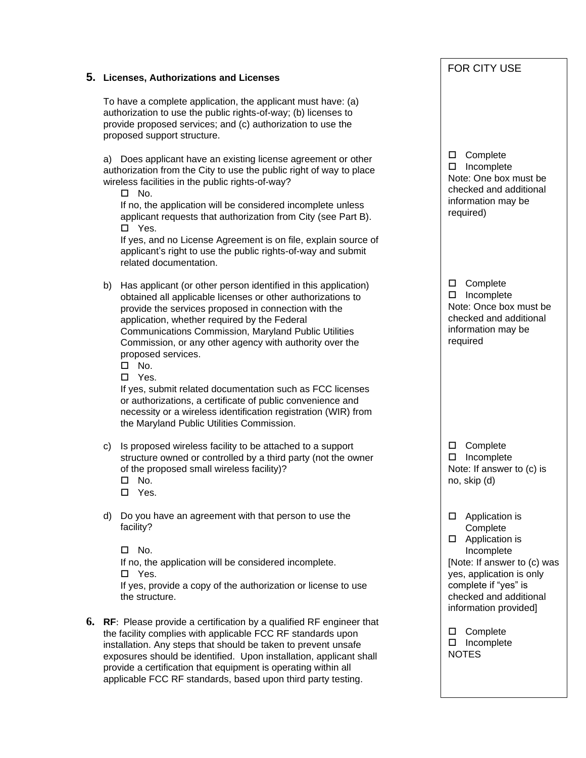## 5. Licenses, Authorizations and Licenses

To have a complete application, the applicant must have: (a) authorization to use the public rights-of-way; (b) licenses to provide proposed services; and (c) authorization to use the proposed support structure.

| | FOR CITY USE |
|---|---|
| a) Does applicant have an existing license agreement or other authorization from the City to use the public right of way to place wireless facilities in the public rights-of-way?<br>☐ No.<br>If no, the application will be considered incomplete unless applicant requests that authorization from City (see Part B).<br>☐ Yes.<br>If yes, and no License Agreement is on file, explain source of applicant's right to use the public rights-of-way and submit related documentation. | ☐ Complete<br>☐ Incomplete<br>Note: One box must be checked and additional information may be required) |
| b) Has applicant (or other person identified in this application) obtained all applicable licenses or other authorizations to provide the services proposed in connection with the application, whether required by the Federal Communications Commission, Maryland Public Utilities Commission, or any other agency with authority over the proposed services.<br>☐ No.<br>☐ Yes.<br>If yes, submit related documentation such as FCC licenses or authorizations, a certificate of public convenience and necessity or a wireless identification registration (WIR) from the Maryland Public Utilities Commission. | ☐ Complete<br>☐ Incomplete<br>Note: Once box must be checked and additional information may be required |
| c) Is proposed wireless facility to be attached to a support structure owned or controlled by a third party (not the owner of the proposed small wireless facility)?<br>☐ No.<br>☐ Yes. | ☐ Complete<br>☐ Incomplete<br>Note: If answer to (c) is no, skip (d) |
| d) Do you have an agreement with that person to use the facility?<br>☐ No.<br>If no, the application will be considered incomplete.<br>☐ Yes.<br>If yes, provide a copy of the authorization or license to use the structure. | ☐ Application is Complete<br>☐ Application is Incomplete<br>[Note: If answer to (c) was yes, application is only complete if "yes" is checked and additional information provided] |

## 6. RF

| | |
|---|---|
| **RF**: Please provide a certification by a qualified RF engineer that the facility complies with applicable FCC RF standards upon installation. Any steps that should be taken to prevent unsafe exposures should be identified. Upon installation, applicant shall provide a certification that equipment is operating within all applicable FCC RF standards, based upon third party testing. | ☐ Complete<br>☐ Incomplete<br>NOTES |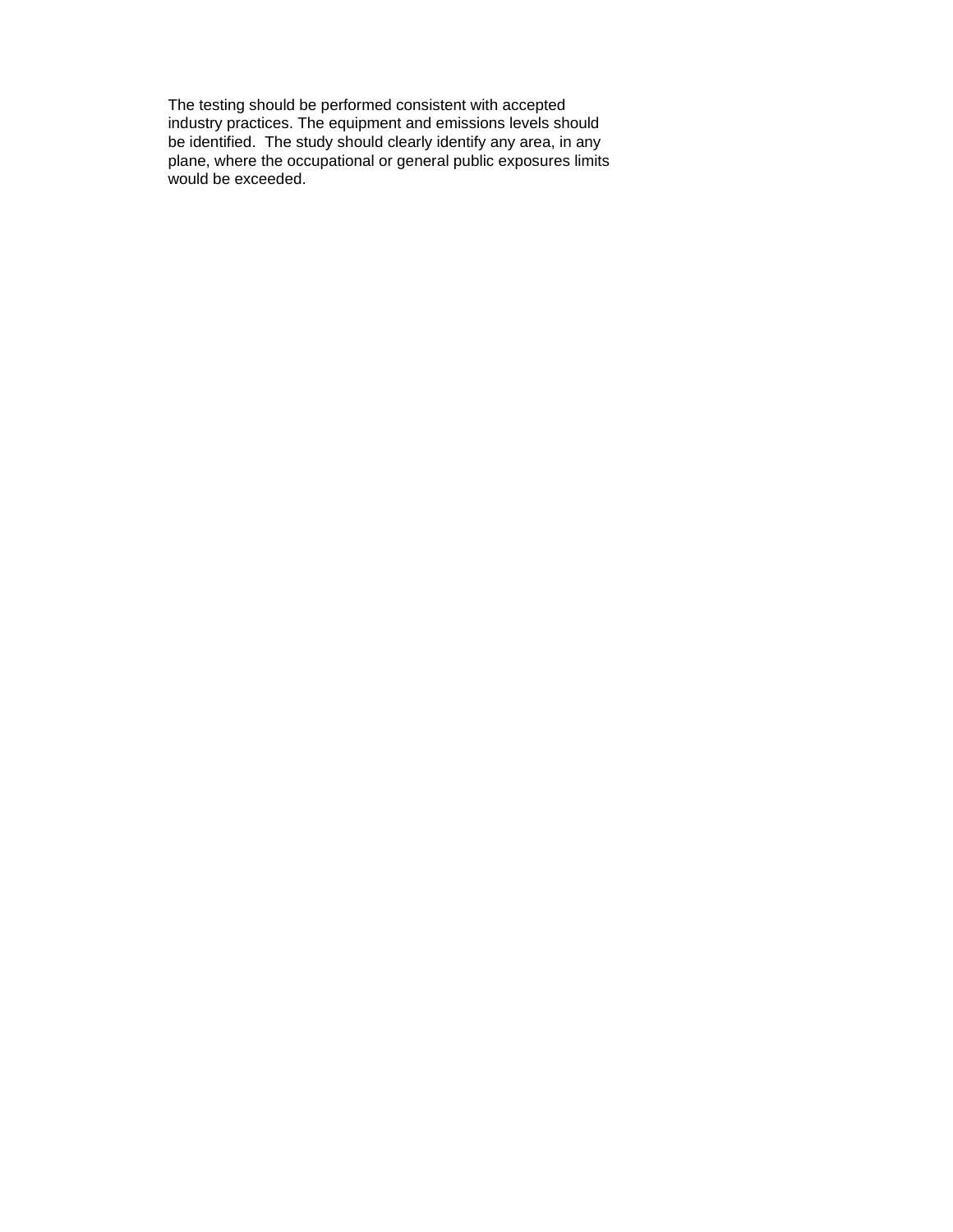The testing should be performed consistent with accepted industry practices. The equipment and emissions levels should be identified. The study should clearly identify any area, in any plane, where the occupational or general public exposures limits would be exceeded.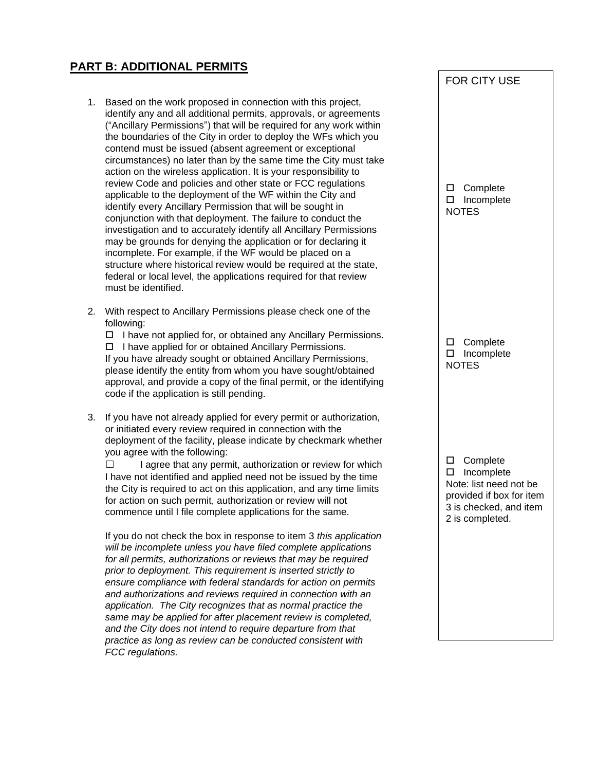## PART B: ADDITIONAL PERMITS

FOR CITY USE

1. Based on the work proposed in connection with this project, identify any and all additional permits, approvals, or agreements ("Ancillary Permissions") that will be required for any work within the boundaries of the City in order to deploy the WFs which you contend must be issued (absent agreement or exceptional circumstances) no later than by the same time the City must take action on the wireless application. It is your responsibility to review Code and policies and other state or FCC regulations applicable to the deployment of the WF within the City and identify every Ancillary Permission that will be sought in conjunction with that deployment. The failure to conduct the investigation and to accurately identify all Ancillary Permissions may be grounds for denying the application or for declaring it incomplete. For example, if the WF would be placed on a structure where historical review would be required at the state, federal or local level, the applications required for that review must be identified.

   ☐ Complete
   ☐ Incomplete
   NOTES

2. With respect to Ancillary Permissions please check one of the following:
   ☐ I have not applied for, or obtained any Ancillary Permissions.
   ☐ I have applied for or obtained Ancillary Permissions.
   If you have already sought or obtained Ancillary Permissions, please identify the entity from whom you have sought/obtained approval, and provide a copy of the final permit, or the identifying code if the application is still pending.

   ☐ Complete
   ☐ Incomplete
   NOTES

3. If you have not already applied for every permit or authorization, or initiated every review required in connection with the deployment of the facility, please indicate by checkmark whether you agree with the following:
   ☐ I agree that any permit, authorization or review for which I have not identified and applied need not be issued by the time the City is required to act on this application, and any time limits for action on such permit, authorization or review will not commence until I file complete applications for the same.

   If you do not check the box in response to item 3 *this application will be incomplete unless you have filed complete applications for all permits, authorizations or reviews that may be required prior to deployment. This requirement is inserted strictly to ensure compliance with federal standards for action on permits and authorizations and reviews required in connection with an application. The City recognizes that as normal practice the same may be applied for after placement review is completed, and the City does not intend to require departure from that practice as long as review can be conducted consistent with FCC regulations.*

   ☐ Complete
   ☐ Incomplete
   Note: list need not be provided if box for item 3 is checked, and item 2 is completed.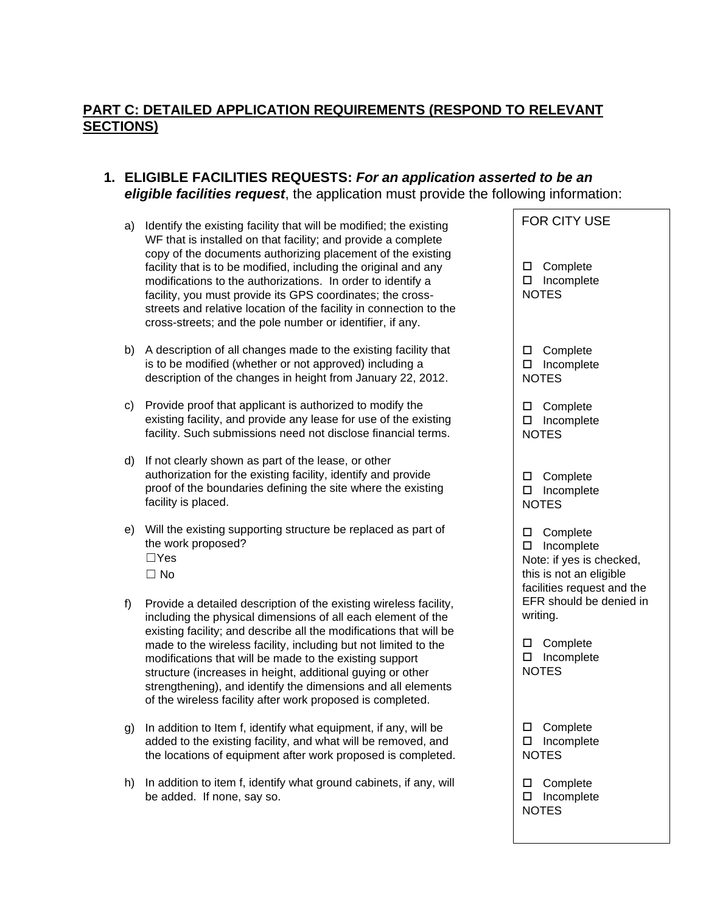## PART C: DETAILED APPLICATION REQUIREMENTS (RESPOND TO RELEVANT SECTIONS)

### 1. ELIGIBLE FACILITIES REQUESTS: *For an application asserted to be an eligible facilities request*, the application must provide the following information:

| | FOR CITY USE |
|---|---|
| a) Identify the existing facility that will be modified; the existing WF that is installed on that facility; and provide a complete copy of the documents authorizing placement of the existing facility that is to be modified, including the original and any modifications to the authorizations. In order to identify a facility, you must provide its GPS coordinates; the cross-streets and relative location of the facility in connection to the cross-streets; and the pole number or identifier, if any. | ☐ Complete<br>☐ Incomplete<br>NOTES |
| b) A description of all changes made to the existing facility that is to be modified (whether or not approved) including a description of the changes in height from January 22, 2012. | ☐ Complete<br>☐ Incomplete<br>NOTES |
| c) Provide proof that applicant is authorized to modify the existing facility, and provide any lease for use of the existing facility. Such submissions need not disclose financial terms. | ☐ Complete<br>☐ Incomplete<br>NOTES |
| d) If not clearly shown as part of the lease, or other authorization for the existing facility, identify and provide proof of the boundaries defining the site where the existing facility is placed. | ☐ Complete<br>☐ Incomplete<br>NOTES |
| e) Will the existing supporting structure be replaced as part of the work proposed?<br>☐Yes<br>☐ No | ☐ Complete<br>☐ Incomplete<br>Note: if yes is checked, this is not an eligible facilities request and the EFR should be denied in writing. |
| f) Provide a detailed description of the existing wireless facility, including the physical dimensions of all each element of the existing facility; and describe all the modifications that will be made to the wireless facility, including but not limited to the modifications that will be made to the existing support structure (increases in height, additional guying or other strengthening), and identify the dimensions and all elements of the wireless facility after work proposed is completed. | ☐ Complete<br>☐ Incomplete<br>NOTES |
| g) In addition to Item f, identify what equipment, if any, will be added to the existing facility, and what will be removed, and the locations of equipment after work proposed is completed. | ☐ Complete<br>☐ Incomplete<br>NOTES |
| h) In addition to item f, identify what ground cabinets, if any, will be added. If none, say so. | ☐ Complete<br>☐ Incomplete<br>NOTES |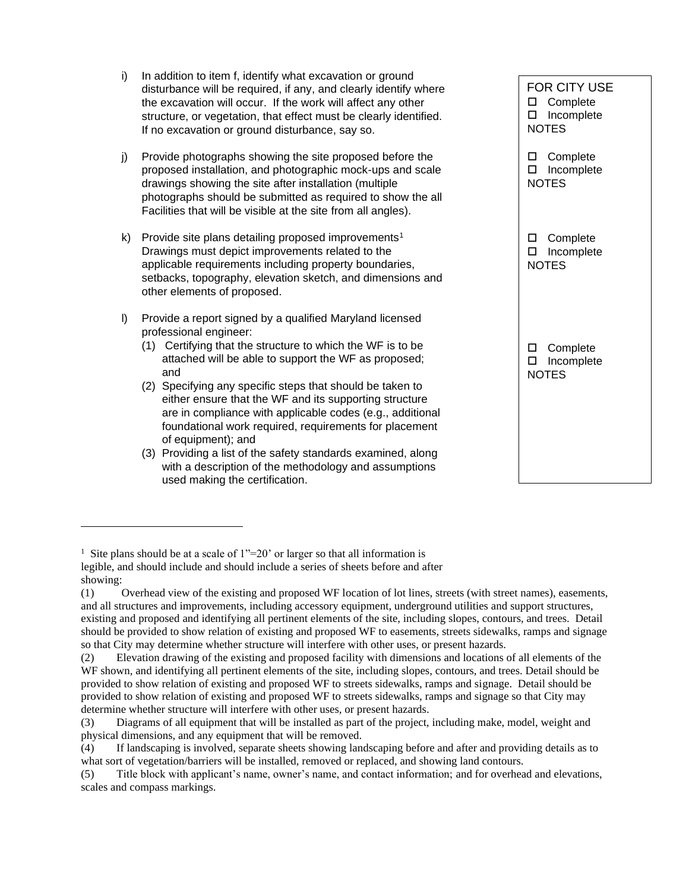i) In addition to item f, identify what excavation or ground disturbance will be required, if any, and clearly identify where the excavation will occur. If the work will affect any other structure, or vegetation, that effect must be clearly identified. If no excavation or ground disturbance, say so.

FOR CITY USE
☐ Complete
☐ Incomplete
NOTES

j) Provide photographs showing the site proposed before the proposed installation, and photographic mock-ups and scale drawings showing the site after installation (multiple photographs should be submitted as required to show the all Facilities that will be visible at the site from all angles).

☐ Complete
☐ Incomplete
NOTES

k) Provide site plans detailing proposed improvements[1] Drawings must depict improvements related to the applicable requirements including property boundaries, setbacks, topography, elevation sketch, and dimensions and other elements of proposed.

☐ Complete
☐ Incomplete
NOTES

l) Provide a report signed by a qualified Maryland licensed professional engineer:
   (1) Certifying that the structure to which the WF is to be attached will be able to support the WF as proposed; and
   (2) Specifying any specific steps that should be taken to either ensure that the WF and its supporting structure are in compliance with applicable codes (e.g., additional foundational work required, requirements for placement of equipment); and
   (3) Providing a list of the safety standards examined, along with a description of the methodology and assumptions used making the certification.

☐ Complete
☐ Incomplete
NOTES

---

[1] Site plans should be at a scale of 1"=20' or larger so that all information is legible, and should include and should include a series of sheets before and after showing:

(1) Overhead view of the existing and proposed WF location of lot lines, streets (with street names), easements, and all structures and improvements, including accessory equipment, underground utilities and support structures, existing and proposed and identifying all pertinent elements of the site, including slopes, contours, and trees. Detail should be provided to show relation of existing and proposed WF to easements, streets sidewalks, ramps and signage so that City may determine whether structure will interfere with other uses, or present hazards.

(2) Elevation drawing of the existing and proposed facility with dimensions and locations of all elements of the WF shown, and identifying all pertinent elements of the site, including slopes, contours, and trees. Detail should be provided to show relation of existing and proposed WF to streets sidewalks, ramps and signage. Detail should be provided to show relation of existing and proposed WF to streets sidewalks, ramps and signage so that City may determine whether structure will interfere with other uses, or present hazards.

(3) Diagrams of all equipment that will be installed as part of the project, including make, model, weight and physical dimensions, and any equipment that will be removed.

(4) If landscaping is involved, separate sheets showing landscaping before and after and providing details as to what sort of vegetation/barriers will be installed, removed or replaced, and showing land contours.

(5) Title block with applicant's name, owner's name, and contact information; and for overhead and elevations, scales and compass markings.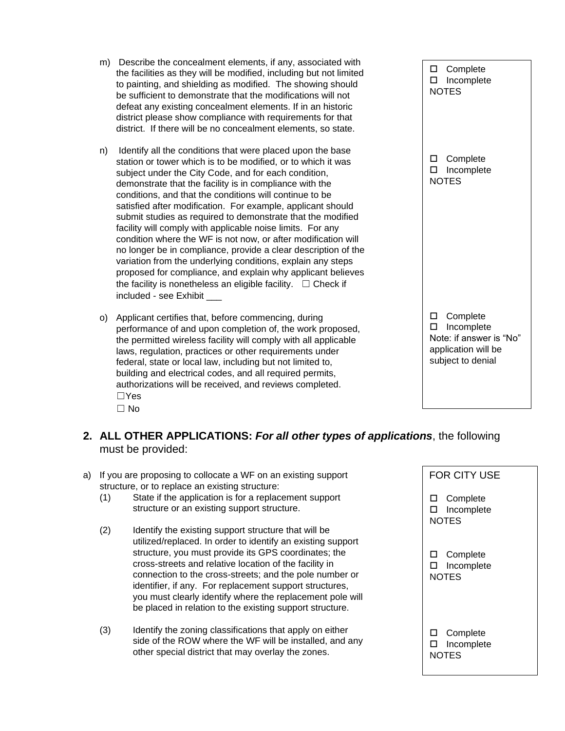m) Describe the concealment elements, if any, associated with the facilities as they will be modified, including but not limited to painting, and shielding as modified. The showing should be sufficient to demonstrate that the modifications will not defeat any existing concealment elements. If in an historic district please show compliance with requirements for that district. If there will be no concealment elements, so state.

☐ Complete
☐ Incomplete
NOTES

n) Identify all the conditions that were placed upon the base station or tower which is to be modified, or to which it was subject under the City Code, and for each condition, demonstrate that the facility is in compliance with the conditions, and that the conditions will continue to be satisfied after modification. For example, applicant should submit studies as required to demonstrate that the modified facility will comply with applicable noise limits. For any condition where the WF is not now, or after modification will no longer be in compliance, provide a clear description of the variation from the underlying conditions, explain any steps proposed for compliance, and explain why applicant believes the facility is nonetheless an eligible facility. ☐ Check if included - see Exhibit ___

☐ Complete
☐ Incomplete
NOTES

o) Applicant certifies that, before commencing, during performance of and upon completion of, the work proposed, the permitted wireless facility will comply with all applicable laws, regulation, practices or other requirements under federal, state or local law, including but not limited to, building and electrical codes, and all required permits, authorizations will be received, and reviews completed.
☐Yes
☐ No

☐ Complete
☐ Incomplete
Note: if answer is "No" application will be subject to denial

## 2. ALL OTHER APPLICATIONS: *For all other types of applications*, the following must be provided:

FOR CITY USE

a) If you are proposing to collocate a WF on an existing support structure, or to replace an existing structure:

(1) State if the application is for a replacement support structure or an existing support structure.

☐ Complete
☐ Incomplete
NOTES

(2) Identify the existing support structure that will be utilized/replaced. In order to identify an existing support structure, you must provide its GPS coordinates; the cross-streets and relative location of the facility in connection to the cross-streets; and the pole number or identifier, if any. For replacement support structures, you must clearly identify where the replacement pole will be placed in relation to the existing support structure.

☐ Complete
☐ Incomplete
NOTES

(3) Identify the zoning classifications that apply on either side of the ROW where the WF will be installed, and any other special district that may overlay the zones.

☐ Complete
☐ Incomplete
NOTES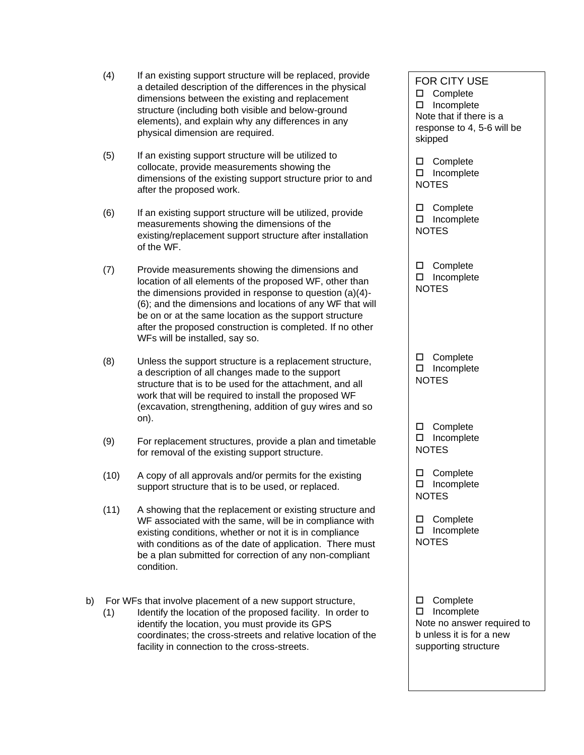| | |
|---|---|
| (4) If an existing support structure will be replaced, provide a detailed description of the differences in the physical dimensions between the existing and replacement structure (including both visible and below-ground elements), and explain why any differences in any physical dimension are required. | FOR CITY USE<br>☐ Complete<br>☐ Incomplete<br>Note that if there is a response to 4, 5-6 will be skipped |
| (5) If an existing support structure will be utilized to collocate, provide measurements showing the dimensions of the existing support structure prior to and after the proposed work. | ☐ Complete<br>☐ Incomplete<br>NOTES |
| (6) If an existing support structure will be utilized, provide measurements showing the dimensions of the existing/replacement support structure after installation of the WF. | ☐ Complete<br>☐ Incomplete<br>NOTES |
| (7) Provide measurements showing the dimensions and location of all elements of the proposed WF, other than the dimensions provided in response to question (a)(4)-(6); and the dimensions and locations of any WF that will be on or at the same location as the support structure after the proposed construction is completed. If no other WFs will be installed, say so. | ☐ Complete<br>☐ Incomplete<br>NOTES |
| (8) Unless the support structure is a replacement structure, a description of all changes made to the support structure that is to be used for the attachment, and all work that will be required to install the proposed WF (excavation, strengthening, addition of guy wires and so on). | ☐ Complete<br>☐ Incomplete<br>NOTES |
| (9) For replacement structures, provide a plan and timetable for removal of the existing support structure. | ☐ Complete<br>☐ Incomplete<br>NOTES |
| (10) A copy of all approvals and/or permits for the existing support structure that is to be used, or replaced. | ☐ Complete<br>☐ Incomplete<br>NOTES |
| (11) A showing that the replacement or existing structure and WF associated with the same, will be in compliance with existing conditions, whether or not it is in compliance with conditions as of the date of application. There must be a plan submitted for correction of any non-compliant condition. | ☐ Complete<br>☐ Incomplete<br>NOTES |
| b) For WFs that involve placement of a new support structure,<br>(1) Identify the location of the proposed facility. In order to identify the location, you must provide its GPS coordinates; the cross-streets and relative location of the facility in connection to the cross-streets. | ☐ Complete<br>☐ Incomplete<br>Note no answer required to b unless it is for a new supporting structure |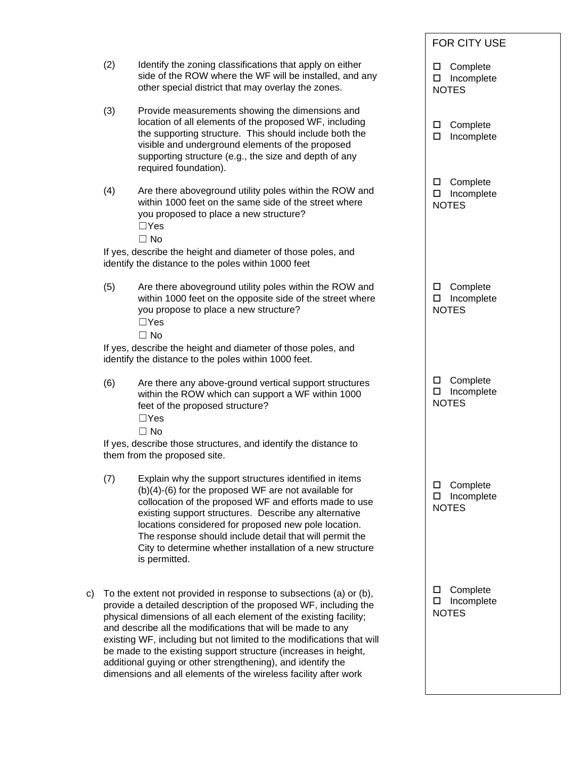FOR CITY USE

(2) Identify the zoning classifications that apply on either side of the ROW where the WF will be installed, and any other special district that may overlay the zones.

☐ Complete
☐ Incomplete
NOTES

(3) Provide measurements showing the dimensions and location of all elements of the proposed WF, including the supporting structure. This should include both the visible and underground elements of the proposed supporting structure (e.g., the size and depth of any required foundation).

☐ Complete
☐ Incomplete

(4) Are there aboveground utility poles within the ROW and within 1000 feet on the same side of the street where you proposed to place a new structure?

☐Yes
☐ No

If yes, describe the height and diameter of those poles, and identify the distance to the poles within 1000 feet

☐ Complete
☐ Incomplete
NOTES

(5) Are there aboveground utility poles within the ROW and within 1000 feet on the opposite side of the street where you propose to place a new structure?

☐Yes
☐ No

If yes, describe the height and diameter of those poles, and identify the distance to the poles within 1000 feet.

☐ Complete
☐ Incomplete
NOTES

(6) Are there any above-ground vertical support structures within the ROW which can support a WF within 1000 feet of the proposed structure?

☐Yes
☐ No

If yes, describe those structures, and identify the distance to them from the proposed site.

☐ Complete
☐ Incomplete
NOTES

(7) Explain why the support structures identified in items (b)(4)-(6) for the proposed WF are not available for collocation of the proposed WF and efforts made to use existing support structures. Describe any alternative locations considered for proposed new pole location. The response should include detail that will permit the City to determine whether installation of a new structure is permitted.

☐ Complete
☐ Incomplete
NOTES

c) To the extent not provided in response to subsections (a) or (b), provide a detailed description of the proposed WF, including the physical dimensions of all each element of the existing facility; and describe all the modifications that will be made to any existing WF, including but not limited to the modifications that will be made to the existing support structure (increases in height, additional guying or other strengthening), and identify the dimensions and all elements of the wireless facility after work

☐ Complete
☐ Incomplete
NOTES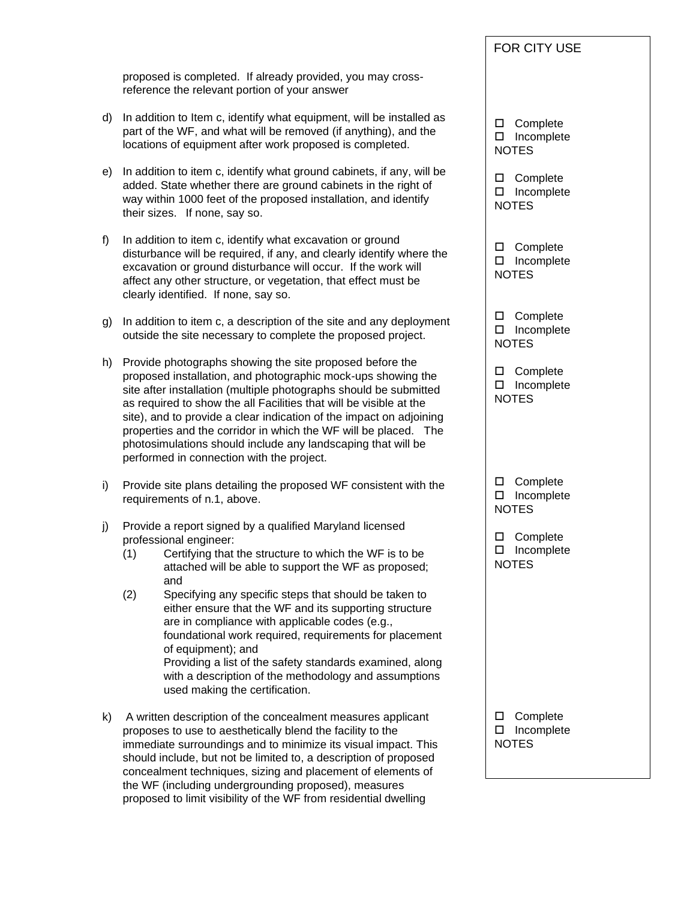FOR CITY USE

proposed is completed. If already provided, you may cross-reference the relevant portion of your answer

d) In addition to Item c, identify what equipment, will be installed as part of the WF, and what will be removed (if anything), and the locations of equipment after work proposed is completed.

☐ Complete
☐ Incomplete
NOTES

e) In addition to item c, identify what ground cabinets, if any, will be added. State whether there are ground cabinets in the right of way within 1000 feet of the proposed installation, and identify their sizes. If none, say so.

☐ Complete
☐ Incomplete
NOTES

f) In addition to item c, identify what excavation or ground disturbance will be required, if any, and clearly identify where the excavation or ground disturbance will occur. If the work will affect any other structure, or vegetation, that effect must be clearly identified. If none, say so.

☐ Complete
☐ Incomplete
NOTES

g) In addition to item c, a description of the site and any deployment outside the site necessary to complete the proposed project.

☐ Complete
☐ Incomplete
NOTES

h) Provide photographs showing the site proposed before the proposed installation, and photographic mock-ups showing the site after installation (multiple photographs should be submitted as required to show the all Facilities that will be visible at the site), and to provide a clear indication of the impact on adjoining properties and the corridor in which the WF will be placed. The photosimulations should include any landscaping that will be performed in connection with the project.

☐ Complete
☐ Incomplete
NOTES

i) Provide site plans detailing the proposed WF consistent with the requirements of n.1, above.

☐ Complete
☐ Incomplete
NOTES

j) Provide a report signed by a qualified Maryland licensed professional engineer:
   (1) Certifying that the structure to which the WF is to be attached will be able to support the WF as proposed; and
   (2) Specifying any specific steps that should be taken to either ensure that the WF and its supporting structure are in compliance with applicable codes (e.g., foundational work required, requirements for placement of equipment); and
   Providing a list of the safety standards examined, along with a description of the methodology and assumptions used making the certification.

☐ Complete
☐ Incomplete
NOTES

k) A written description of the concealment measures applicant proposes to use to aesthetically blend the facility to the immediate surroundings and to minimize its visual impact. This should include, but not be limited to, a description of proposed concealment techniques, sizing and placement of elements of the WF (including undergrounding proposed), measures proposed to limit visibility of the WF from residential dwelling

☐ Complete
☐ Incomplete
NOTES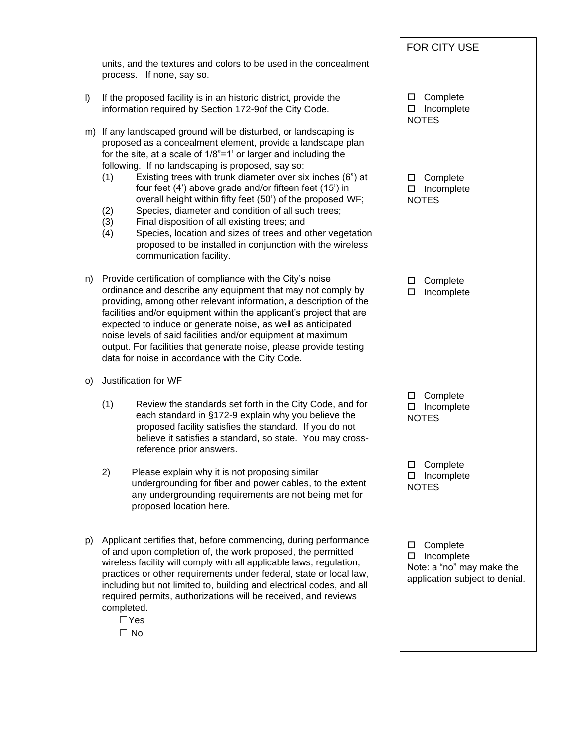| | FOR CITY USE |
|---|---|
| units, and the textures and colors to be used in the concealment process. If none, say so. | |
| l) If the proposed facility is in an historic district, provide the information required by Section 172-9of the City Code. | ☐ Complete<br>☐ Incomplete<br>NOTES |
| m) If any landscaped ground will be disturbed, or landscaping is proposed as a concealment element, provide a landscape plan for the site, at a scale of 1/8"=1' or larger and including the following. If no landscaping is proposed, say so:<br>(1) Existing trees with trunk diameter over six inches (6") at four feet (4') above grade and/or fifteen feet (15') in overall height within fifty feet (50') of the proposed WF;<br>(2) Species, diameter and condition of all such trees;<br>(3) Final disposition of all existing trees; and<br>(4) Species, location and sizes of trees and other vegetation proposed to be installed in conjunction with the wireless communication facility. | ☐ Complete<br>☐ Incomplete<br>NOTES |
| n) Provide certification of compliance with the City's noise ordinance and describe any equipment that may not comply by providing, among other relevant information, a description of the facilities and/or equipment within the applicant's project that are expected to induce or generate noise, as well as anticipated noise levels of said facilities and/or equipment at maximum output. For facilities that generate noise, please provide testing data for noise in accordance with the City Code. | ☐ Complete<br>☐ Incomplete |
| o) Justification for WF<br>(1) Review the standards set forth in the City Code, and for each standard in §172-9 explain why you believe the proposed facility satisfies the standard. If you do not believe it satisfies a standard, so state. You may cross-reference prior answers. | ☐ Complete<br>☐ Incomplete<br>NOTES |
| 2) Please explain why it is not proposing similar undergrounding for fiber and power cables, to the extent any undergrounding requirements are not being met for proposed location here. | ☐ Complete<br>☐ Incomplete<br>NOTES |
| p) Applicant certifies that, before commencing, during performance of and upon completion of, the work proposed, the permitted wireless facility will comply with all applicable laws, regulation, practices or other requirements under federal, state or local law, including but not limited to, building and electrical codes, and all required permits, authorizations will be received, and reviews completed.<br>☐Yes<br>☐ No | ☐ Complete<br>☐ Incomplete<br>Note: a "no" may make the application subject to denial. |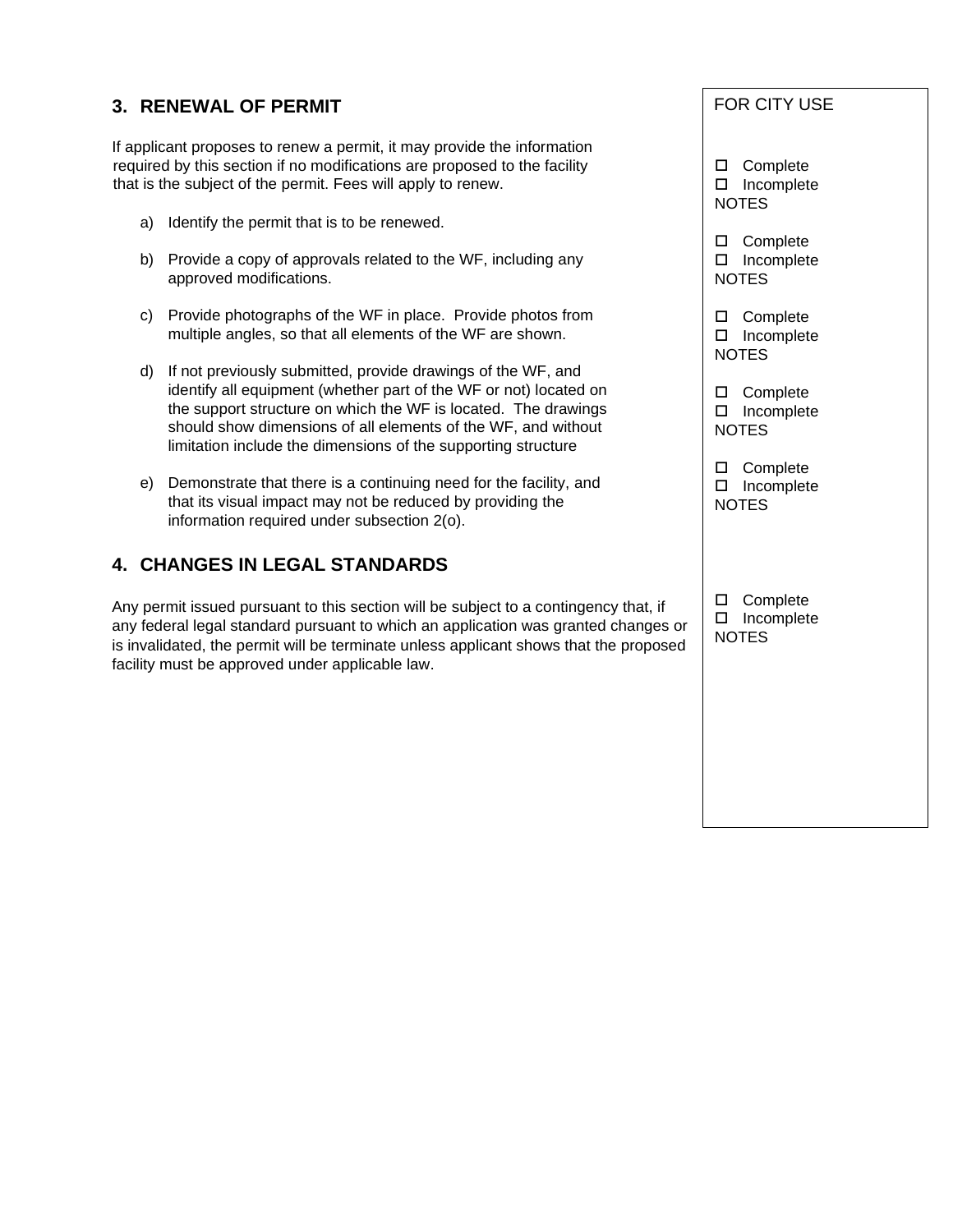## 3. RENEWAL OF PERMIT

If applicant proposes to renew a permit, it may provide the information required by this section if no modifications are proposed to the facility that is the subject of the permit. Fees will apply to renew.

a) Identify the permit that is to be renewed.

b) Provide a copy of approvals related to the WF, including any approved modifications.

c) Provide photographs of the WF in place. Provide photos from multiple angles, so that all elements of the WF are shown.

d) If not previously submitted, provide drawings of the WF, and identify all equipment (whether part of the WF or not) located on the support structure on which the WF is located. The drawings should show dimensions of all elements of the WF, and without limitation include the dimensions of the supporting structure

e) Demonstrate that there is a continuing need for the facility, and that its visual impact may not be reduced by providing the information required under subsection 2(o).

## 4. CHANGES IN LEGAL STANDARDS

Any permit issued pursuant to this section will be subject to a contingency that, if any federal legal standard pursuant to which an application was granted changes or is invalidated, the permit will be terminate unless applicant shows that the proposed facility must be approved under applicable law.

| FOR CITY USE |
|---|
| ☐ Complete<br>☐ Incomplete<br>NOTES |
| ☐ Complete<br>☐ Incomplete<br>NOTES |
| ☐ Complete<br>☐ Incomplete<br>NOTES |
| ☐ Complete<br>☐ Incomplete<br>NOTES |
| ☐ Complete<br>☐ Incomplete<br>NOTES |
| ☐ Complete<br>☐ Incomplete<br>NOTES |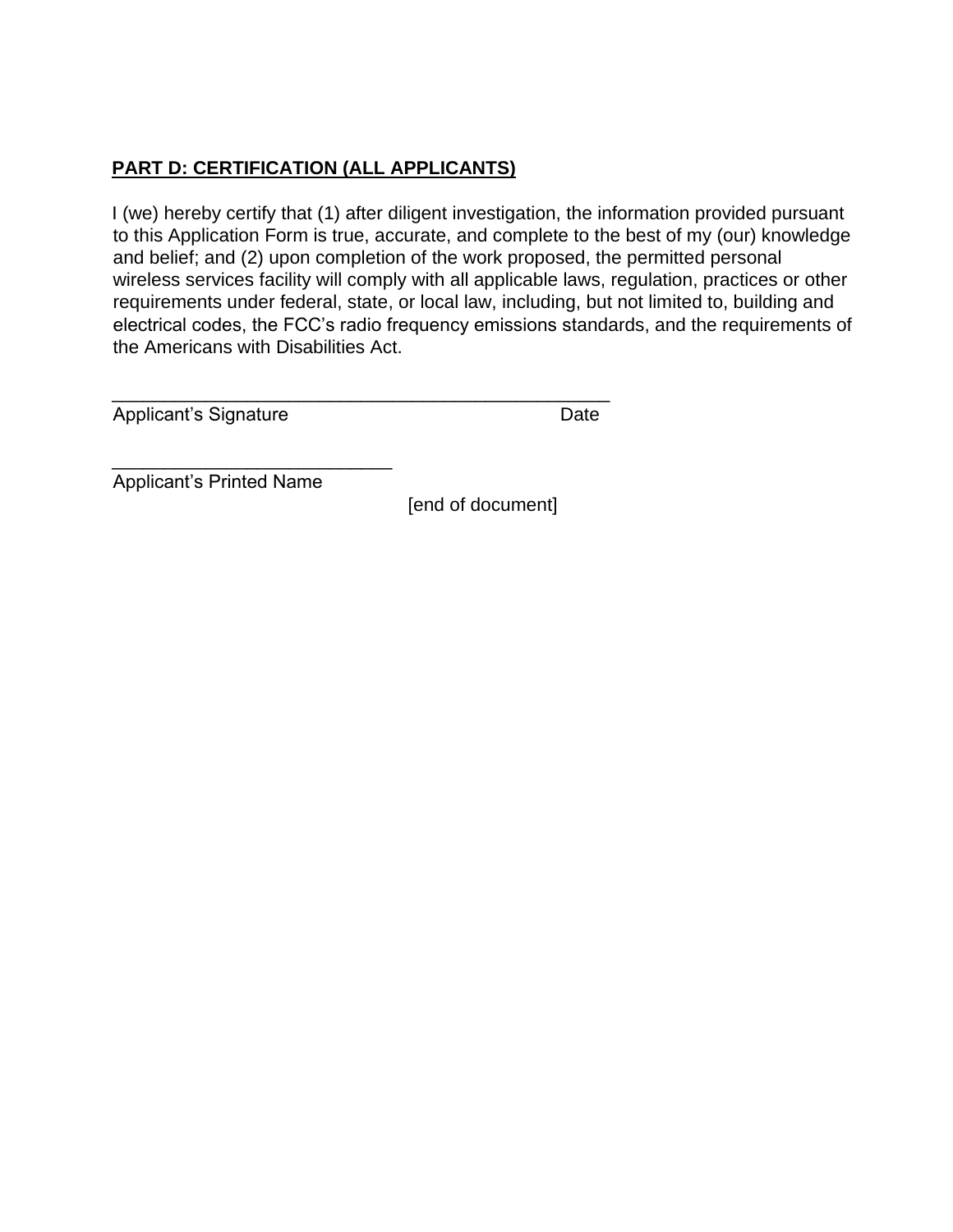**PART D: CERTIFICATION (ALL APPLICANTS)**

I (we) hereby certify that (1) after diligent investigation, the information provided pursuant to this Application Form is true, accurate, and complete to the best of my (our) knowledge and belief; and (2) upon completion of the work proposed, the permitted personal wireless services facility will comply with all applicable laws, regulation, practices or other requirements under federal, state, or local law, including, but not limited to, building and electrical codes, the FCC's radio frequency emissions standards, and the requirements of the Americans with Disabilities Act.

\_\_\_\_\_\_\_\_\_\_\_\_\_\_\_\_\_\_\_\_\_\_\_\_\_\_\_\_\_\_\_\_\_\_\_\_\_\_\_\_\_\_\_\_\_\_\_\_\_\_

Applicant's Signature                                        Date

\_\_\_\_\_\_\_\_\_\_\_\_\_\_\_\_\_\_\_\_\_\_\_\_\_\_\_\_

Applicant's Printed Name

[end of document]